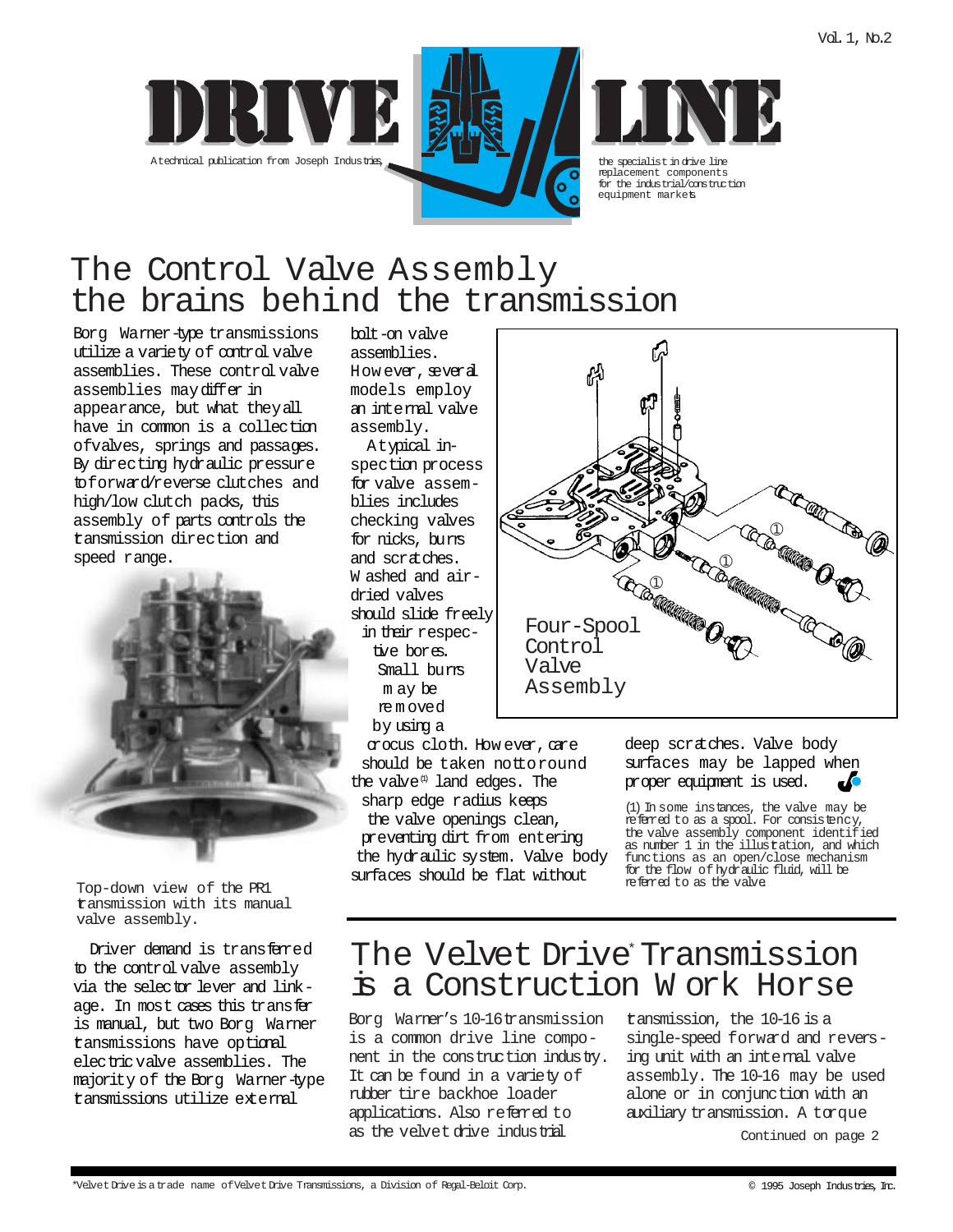# DRIVE LINE

A technical publication from Joseph Industries,

the specialist in drive line replacement components for the industrial/construction equipment markets

## The Control Valve Assembly the brains behind the transmission

Borg Warner-type transmissions utilize a variety of control valve assemblies. These control valve assemblies may differ in appearance, but what they all have in common is a collection of valves, springs and passages. By directing hydraulic pressure to forward/reverse clutches and high/low clutch packs, this assembly of parts controls the transmission direction and speed range.

Top-down view of the PR1 transmission with its manual valve assembly.

Driver demand is transferred to the control valve assembly via the selector lever and linkage. In most cases this transfer is manual, but two Borg Warner transmissions have optional electric valve assemblies. The majority of the Borg Warner-type transmissions utilize external bolt-on valve assemblies. However, several models employ an internal valve assembly.

A typical inspection process for valve assemblies includes checking valves for nicks, burrs and scratches. Washed and air-dried valves should slide freely in their respective bores. Small burrs may be removed by using a crocus cloth. However, care should be taken not to round the valve[1] land edges. The sharp edge radius keeps the valve openings clean, preventing dirt from entering the hydraulic system. Valve body surfaces should be flat without deep scratches. Valve body surfaces may be lapped when proper equipment is used.

Four-Spool Control Valve Assembly

(1) In some instances, the valve may be referred to as a spool. For consistency, the valve assembly component identified as number 1 in the illustration, and which functions as an open/close mechanism for the flow of hydraulic fluid, will be referred to as the valve.

## The Velvet Drive* Transmission is a Construction Work Horse

Borg Warner's 10-16 transmission is a common drive line component in the construction industry. It can be found in a variety of rubber tire backhoe loader applications. Also referred to as the velvet drive industrial transmission, the 10-16 is a single-speed forward and reversing unit with an internal valve assembly. The 10-16 may be used alone or in conjunction with an auxiliary transmission. A torque

Continued on page 2

*Velvet Drive is a trade name of Velvet Drive Transmissions, a Division of Regal-Beloit Corp.

© 1995 Joseph Industries, Inc.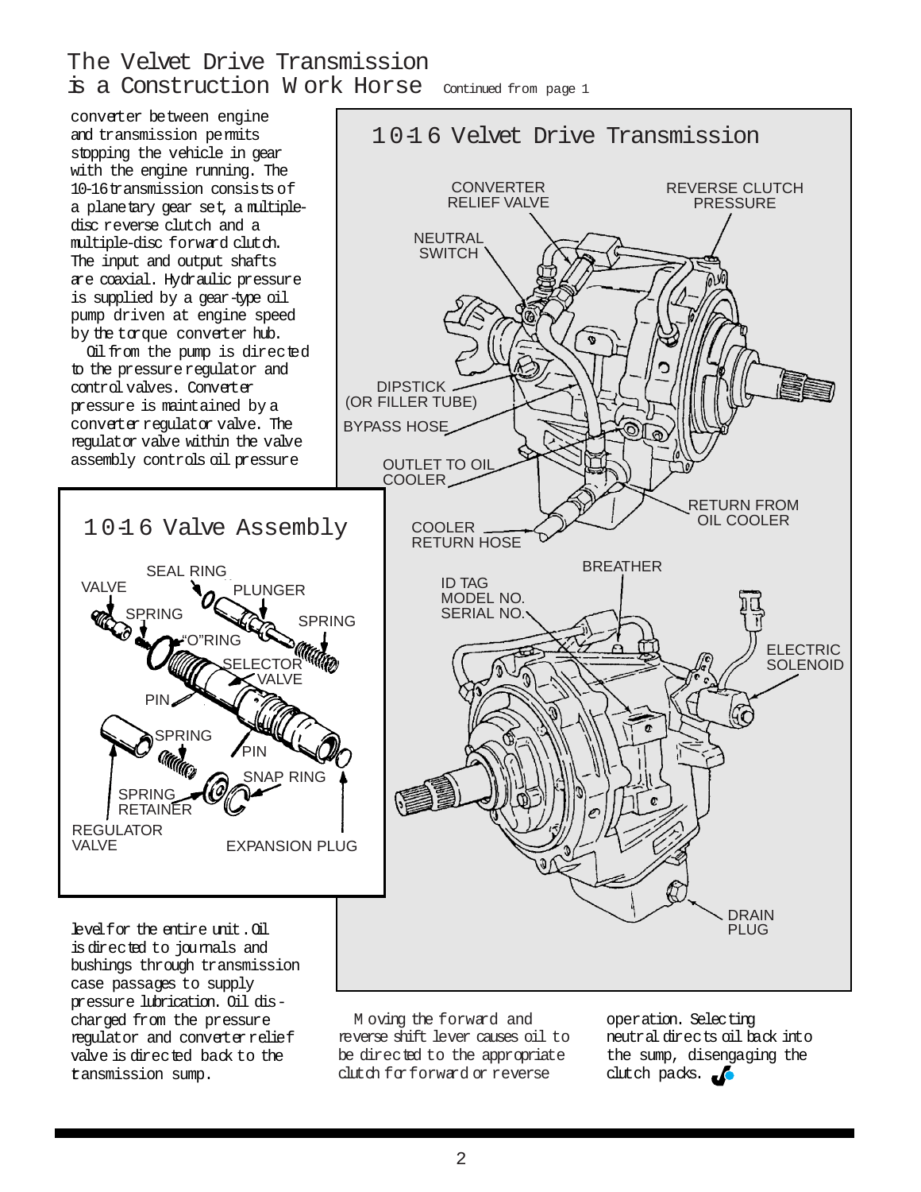# The Velvet Drive Transmission is a Construction Work Horse

Continued from page 1

converter between engine and transmission permits stopping the vehicle in gear with the engine running. The 10-16 transmission consists of a planetary gear set, a multiple-disc reverse clutch and a multiple-disc forward clutch. The input and output shafts are coaxial. Hydraulic pressure is supplied by a gear-type oil pump driven at engine speed by the torque converter hub.

Oil from the pump is directed to the pressure regulator and control valves. Converter pressure is maintained by a converter regulator valve. The regulator valve within the valve assembly controls oil pressure level for the entire unit. Oil is directed to journals and bushings through transmission case passages to supply pressure lubrication. Oil discharged from the pressure regulator and converter relief valve is directed back to the transmission sump.

## 10-16 Velvet Drive Transmission

CONVERTER RELIEF VALVE
REVERSE CLUTCH PRESSURE
NEUTRAL SWITCH
DIPSTICK (OR FILLER TUBE)
BYPASS HOSE
OUTLET TO OIL COOLER
RETURN FROM OIL COOLER
COOLER RETURN HOSE
BREATHER
ID TAG MODEL NO. SERIAL NO.
ELECTRIC SOLENOID
DRAIN PLUG

## 10-16 Valve Assembly

SEAL RING
VALVE
PLUNGER
SPRING
SPRING
"O"RING
SELECTOR VALVE
PIN
SPRING
PIN
SNAP RING
SPRING RETAINER
REGULATOR VALVE
EXPANSION PLUG

Moving the forward and reverse shift lever causes oil to be directed to the appropriate clutch for forward or reverse operation. Selecting neutral directs oil back into the sump, disengaging the clutch packs.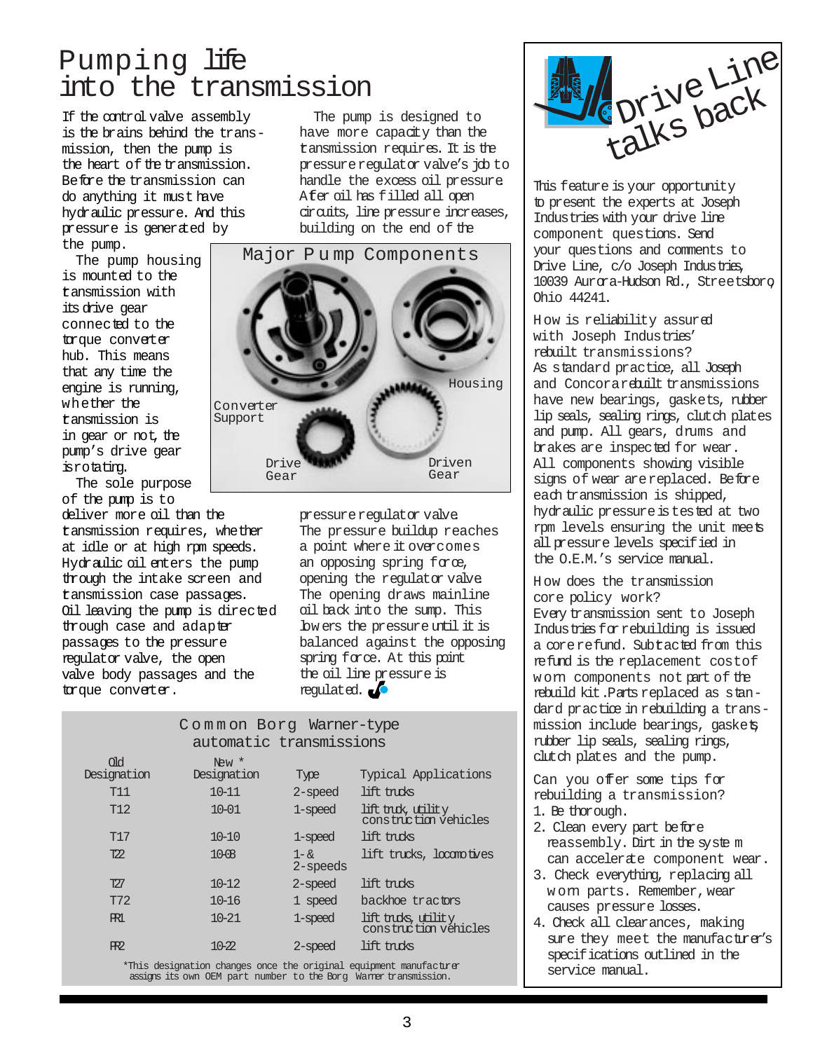# Pumping life into the transmission

If the control valve assembly is the brains behind the transmission, then the pump is the heart of the transmission. Before the transmission can do anything it must have hydraulic pressure. And this pressure is generated by the pump.

The pump housing is mounted to the transmission with its drive gear connected to the torque converter hub. This means that any time the engine is running, whether the transmission is in gear or not, the pump's drive gear is rotating.

The sole purpose of the pump is to deliver more oil than the transmission requires, whether at idle or at high rpm speeds. Hydraulic oil enters the pump through the intake screen and transmission case passages. Oil leaving the pump is directed through case and adapter passages to the pressure regulator valve, the open valve body passages and the torque converter.

The pump is designed to have more capacity than the transmission requires. It is the pressure regulator valve's job to handle the excess oil pressure. After oil has filled all open circuits, line pressure increases, building on the end of the pressure regulator valve. The pressure buildup reaches a point where it overcomes an opposing spring force, opening the regulator valve. The opening draws mainline oil back into the sump. This lowers the pressure until it is balanced against the opposing spring force. At this point the oil line pressure is regulated.

Major Pump Components

Converter Support

Housing

Drive Gear

Driven Gear

## Common Borg Warner-type automatic transmissions

| Old Designation | New * Designation | Type | Typical Applications |
|---|---|---|---|
| T11 | 10-11 | 2-speed | lift trucks |
| T12 | 10-01 | 1-speed | lift truck, utility construction vehicles |
| T17 | 10-10 | 1-speed | lift trucks |
| T22 | 10-08 | 1- & 2-speeds | lift trucks, locomotives |
| T27 | 10-12 | 2-speed | lift trucks |
| T72 | 10-16 | 1 speed | backhoe tractors |
| FR1 | 10-21 | 1-speed | lift trucks, utility construction vehicles |
| FR2 | 10-22 | 2-speed | lift trucks |

*This designation changes once the original equipment manufacturer assigns its own OEM part number to the Borg Warner transmission.

# Drive Line talks back

This feature is your opportunity to present the experts at Joseph Industries with your drive line component questions. Send your questions and comments to Drive Line, c/o Joseph Industries, 10039 Aurora-Hudson Rd., Streetsboro, Ohio 44241.

**How is reliability assured with Joseph Industries' rebuilt transmissions?**

As standard practice, all Joseph and Concora rebuilt transmissions have new bearings, gaskets, rubber lip seals, sealing rings, clutch plates and pump. All gears, drums and brakes are inspected for wear. All components showing visible signs of wear are replaced. Before each transmission is shipped, hydraulic pressure is tested at two rpm levels ensuring the unit meets all pressure levels specified in the O.E.M.'s service manual.

**How does the transmission core policy work?**

Every transmission sent to Joseph Industries for rebuilding is issued a core refund. Subtracted from this refund is the replacement cost of worn components not part of the rebuild kit. Parts replaced as standard practice in rebuilding a transmission include bearings, gaskets, rubber lip seals, sealing rings, clutch plates and the pump.

**Can you offer some tips for rebuilding a transmission?**

1. Be thorough.
2. Clean every part before reassembly. Dirt in the system can accelerate component wear.
3. Check everything, replacing all worn parts. Remember, wear causes pressure losses.
4. Check all clearances, making sure they meet the manufacturer's specifications outlined in the service manual.